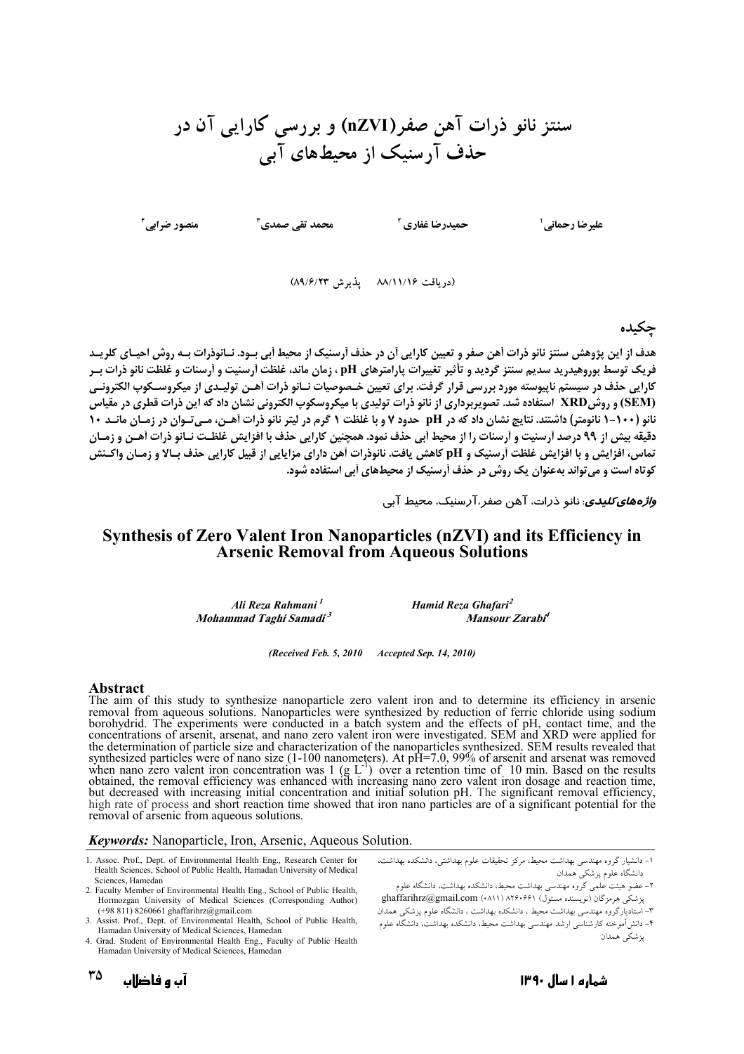# سنتز نانو ذرات آهن صفر(nZVI) و بررسی کارایی آن در حذف آرسنیک از محیط‌های آبی

علیرضا رحمانی[1] حمیدرضا غفاری[2] محمد تقی صمدی[3] منصور ضرابی[4]

(دریافت ۸۸/۱۱/۱۶ پذیرش ۸۹/۶/۲۳)

## چکیده

هدف از این پژوهش سنتز نانو ذرات آهن صفر و تعیین کارایی آن در حذف آرسنیک از محیط آبی بود. نانوذرات به روش احیای کلرید فریک توسط بوروهیدرید سدیم سنتز گردید و تأثیر تغییرات پارامترهای pH ، زمان ماند، غلظت آرسنیت و آرسنات و غلظت نانو ذرات بر کارایی حذف در سیستم ناپیوسته مورد بررسی قرار گرفت. برای تعیین خصوصیات نانو ذرات آهن تولیدی از میکروسکوپ الکترونی (SEM) و روشXRD استفاده شد. تصویربرداری از نانو ذرات تولیدی با میکروسکوپ الکترونی نشان داد که این ذرات قطری در مقیاس نانو (۱۰۰-۱ نانومتر) داشتند. نتایج نشان داد که در pH حدود ۷ و با غلظت ۱ گرم در لیتر نانو ذرات آهن، می‌توان در زمان ماند ۱۰ دقیقه بیش از ۹۹ درصد آرسنیت و آرسنات را از محیط آبی حذف نمود. همچنین کارایی حذف با افزایش غلظت نانو ذرات آهن و زمان تماس، افزایش و با افزایش غلظت آرسنیک و pH کاهش یافت. نانوذرات آهن دارای مزایایی از قبیل کارایی حذف بالا و زمان واکنش کوتاه است و می‌تواند به‌عنوان یک روش در حذف آرسنیک از محیط‌های آبی استفاده شود.

***واژه‌های کلیدی***: نانو ذرات، آهن صفر،آرسنیک، محیط آبی

# Synthesis of Zero Valent Iron Nanoparticles (nZVI) and its Efficiency in Arsenic Removal from Aqueous Solutions

*Ali Reza Rahmani[1]* *Hamid Reza Ghafari[2]*
*Mohammad Taghi Samadi[3]* *Mansour Zarabi[4]*

*(Received Feb. 5, 2010 Accepted Sep. 14, 2010)*

## Abstract

The aim of this study to synthesize nanoparticle zero valent iron and to determine its efficiency in arsenic removal from aqueous solutions. Nanoparticles were synthesized by reduction of ferric chloride using sodium borohydrid. The experiments were conducted in a batch system and the effects of pH, contact time, and the concentrations of arsenit, arsenat, and nano zero valent iron were investigated. SEM and XRD were applied for the determination of particle size and characterization of the nanoparticles synthesized. SEM results revealed that synthesized particles were of nano size (1-100 nanometers). At pH=7.0, 99% of arsenit and arsenat was removed when nano zero valent iron concentration was 1 ($g\ L^{-1}$) over a retention time of 10 min. Based on the results obtained, the removal efficiency was enhanced with increasing nano zero valent iron dosage and reaction time, but decreased with increasing initial concentration and initial solution pH. The significant removal efficiency, high rate of process and short reaction time showed that iron nano particles are of a significant potential for the removal of arsenic from aqueous solutions.

***Keywords:*** Nanoparticle, Iron, Arsenic, Aqueous Solution.

---

1. Assoc. Prof., Dept. of Environmental Health Eng., Research Center for Health Sciences, School of Public Health, Hamadan University of Medical Sciences, Hamedan
2. Faculty Member of Environmental Health Eng., School of Public Health, Hormozgan University of Medical Sciences (Corresponding Author) (+98 811) 8260661 ghaffarihrz@gmail.com
3. Assist. Prof., Dept. of Environmental Health, School of Public Health, Hamadan University of Medical Sciences, Hamedan
4. Grad. Student of Environmental Health Eng., Faculty of Public Health Hamadan University of Medical Sciences, Hamedan

۱- دانشیار گروه مهندسی بهداشت محیط، مرکز تحقیقات علوم بهداشتی، دانشکده بهداشت، دانشگاه علوم پزشکی همدان

۲- عضو هیئت علمی گروه مهندسی بهداشت محیط، دانشکده بهداشت، دانشگاه علوم پزشکی هرمزگان (نویسنده مسئول) ۸۲۶۰۶۶۱ (۰۸۱۱) ghaffarihrz@gmail.com

۳- استادیارگروه مهندسی بهداشت محیط ، دانشکده بهداشت ، دانشگاه علوم پزشکی همدان

۴- دانش‌آموخته کارشناسی ارشد مهندسی بهداشت محیط، دانشکده بهداشت، دانشگاه علوم پزشکی همدان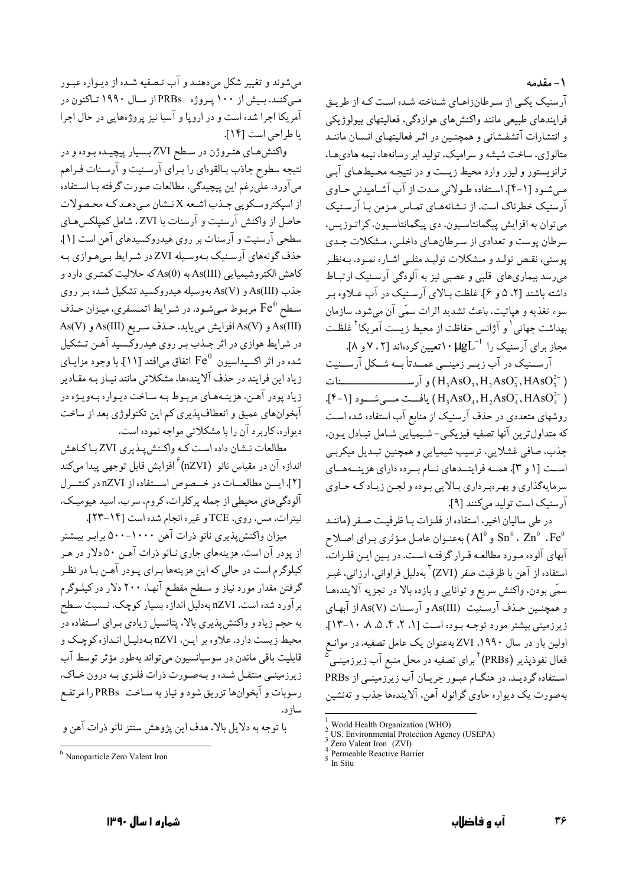## ۱- مقدمه

آرسنیک یکی از سرطان‌زاهای شناخته شده است که از طریق فرایندهای طبیعی مانند واکنش‌های هوازدگی، فعالیتهای بیولوژیکی و انتشارات آتشفشانی و همچنین در اثر فعالیتهای انسان مانند متالوژی، ساخت شیشه و سرامیک، تولید ابر رسانه‌ها، نیمه هادی‌ها، ترانزیستور و لیزر وارد محیط زیست و در نتیجه محیط‌های آبی می‌شود [۱-۴]. استفاده طولانی مدت از آب آشامیدنی حاوی آرسنیک خطرناک است. از نشانه‌های تماس مزمن با آرسنیک می‌توان به افزایش پیگمانتاسیون، دی پیگمانتاسیون، کراتوزیس، سرطان پوست و تعدادی از سرطان‌های داخلی، مشکلات جدی پوستی، نقص تولد و مشکلات تولید مثلی اشاره نمود. به‌نظر می‌رسد بیماری‌های قلبی و عصبی نیز به آلودگی آرسنیک ارتباط داشته باشند [۲، ۵ و ۶]. غلظت بالای آرسنیک در آب علاوه بر سوء تغذیه و هپاتیت، باعث تشدید اثرات سمّی آن می‌شود. سازمان بهداشت جهانی[1] و آژانس حفاظت از محیط زیست آمریکا[2] غلظت مجاز برای آرسنیک را $10\,\mu gL^{-1}$ تعیین کرده‌اند [۲، ۷ و ۸].

آرسنیک در آب زیر زمینی عمدتاً به شکل آرسنیت ($H_3AsO_3, H_2AsO_3^-, HAsO_3^{2-}$) و آرسنات ($H_3AsO_4, H_2AsO_4^-, HAsO_4^{2-}$) یافت می‌شود [۱-۴]. روشهای متعددی در حذف آرسنیک از منابع آب استفاده شده است که متداول‌ترین آنها تصفیه فیزیکی- شیمیایی شامل تبادل یون، جذب، صافی غشلایی، ترسیب شیمیایی و همچنین تبدیل میکربی است [۱ و ۳]. همه فرایندهای نام برده دارای هزینه‌های سرمایه‌گذاری و بهره‌برداری بالایی بوده و لجن زیاد که حاوی آرسنیک است تولید می‌کنند [۹].

در طی سالیان اخیر، استفاده از فلزات با ظرفیت صفر (مانند $Fe^0$، $Zn^0$، $Sn^0$ و $Al^0$) به‌عنوان عامل مؤثری برای اصلاح آبهای آلوده مورد مطالعه قرار گرفته است. در بین این فلزات، استفاده از آهن با ظرفیت صفر (ZVI)[3] به‌دلیل فراوانی، ارزانی، غیر سمّی بودن، واکنش سریع و توانایی و بازده بالا در تجزیه آلاینده‌ها و همچنین حذف آرسنیت As(III) و آرسنات As(V) از آبهای زیرزمینی بیشتر مورد توجه بوده است [۱، ۲، ۴، ۵، ۸، ۱۰-۱۳]. اولین بار در سال ۱۹۹۰، ZVI به‌عنوان یک عامل تصفیه. در موانع فعال نفوذپذیر (PRBs)[4] برای تصفیه در محل منبع آب زیرزمینی[5] استفاده گردید. در هنگام عبور جریان آب زیرزمینی از PRBs به‌صورت یک دیواره حاوی گرانوله آهن، آلاینده‌ها جذب و تهنشین می‌شوند و تغییر شکل می‌دهند و آب تصفیه شده از دیواره عبور می‌کند. بیش از ۱۰۰ پروژه PRBs از سال ۱۹۹۰ تاکنون در آمریکا اجرا شده است و در اروپا و آسیا نیز پروژه‌هایی در حال اجرا یا طراحی است [۱۴].

واکنش‌های هتروژن در سطح ZVI بسیار پیچیده بوده و در نتیجه سطوح جاذب بالقوه‌ای را برای آرسنیت و آرسنات فراهم می‌آورد. علی‌رغم این پیچیدگی، مطالعات صورت گرفته با استفاده از اسپکتروسکوپی جذب اشعه X نشان می‌دهد که محصولات حاصل از واکنش آرسنیت و آرسنات با ZVI، شامل کمپلکس‌های سطحی آرسنیت و آرسنات بر روی هیدروکسیدهای آهن است [۱]. حذف گونه‌های آرسنیک به‌وسیله ZVI در شرایط بی‌هوازی به کاهش الکتروشیمیایی As(III) به As(0) که حلالیت کمتری دارد و جذب As(III) و As(V) به‌وسیله هیدروکسید تشکیل شده بر روی سطح $Fe^0$ مربوط می‌شود. در شرایط اتمسفری، میزان حذف As(III) و As(V) افزایش می‌یابد. حذف سریع As(III) و As(V) در شرایط هوازی در اثر جذب بر روی هیدروکسید آهن تشکیل شده در اثر اکسیداسیون $Fe^0$ اتفاق می‌افتد [۱۱]. با وجود مزایای زیاد این فرایند در حذف آلاینده‌ها، مشکلاتی مانند نیاز به مقادیر زیاد پودر آهن، هزینه‌های مربوط به ساخت دیواره به‌ویژه در آبخوان‌های عمیق و انعطاف‌پذیری کم این تکنولوژی بعد از ساخت دیواره، کاربرد آن را با مشکلاتی مواجه نموده است.

مطالعات نشان داده است که واکنش‌پذیری ZVI با کاهش اندازه آن در مقیاس نانو (nZVI)[6] افزایش قابل توجهی پیدا می‌کند [۲]. این مطالعات در خصوص استفاده از nZVI در کنترل آلودگی‌های محیطی از جمله پرکلرات، کروم، سرب، اسید هیومیک، نیترات، مس، روی، TCE و غیره انجام شده است [۱۴-۲۳].

میزان واکنش‌پذیری نانو ذرات آهن ۱۰۰۰-۵۰۰ برابر بیشتر از پودر آن است. هزینه‌های جاری نانو ذرات آهن ۵۰ دلار در هر کیلوگرم است در حالی که این هزینه‌ها برای پودر آهن با در نظر گرفتن مقدار مورد نیاز و سطح مقطع آنها، ۲۰۰ دلار در کیلوگرم برآورد شده است. nZVI به‌دلیل اندازه بسیار کوچک، نسبت سطح به حجم زیاد و واکنش‌پذیری بالا، پتانسیل زیادی برای استفاده در محیط زیست دارد. علاوه بر این، nZVI به‌دلیل اندازه کوچک و قابلیت باقی ماندن در سوسپانسیون می‌تواند به‌طور مؤثر توسط آب زیرزمینی منتقل شده و به‌صورت ذرات فلزی به درون خاک، رسوبات و آبخوان‌ها تزریق شود و نیاز به ساخت PRBs را مرتفع سازد.

با توجه به دلایل بالا، هدف این پژوهش سنتز نانو ذرات آهن و

---

[1] World Health Organization (WHO)
[2] US. Environmental Protection Agency (USEPA)
[3] Zero Valent Iron (ZVI)
[4] Permeable Reactive Barrier
[5] In Situ
[6] Nanoparticle Zero Valent Iron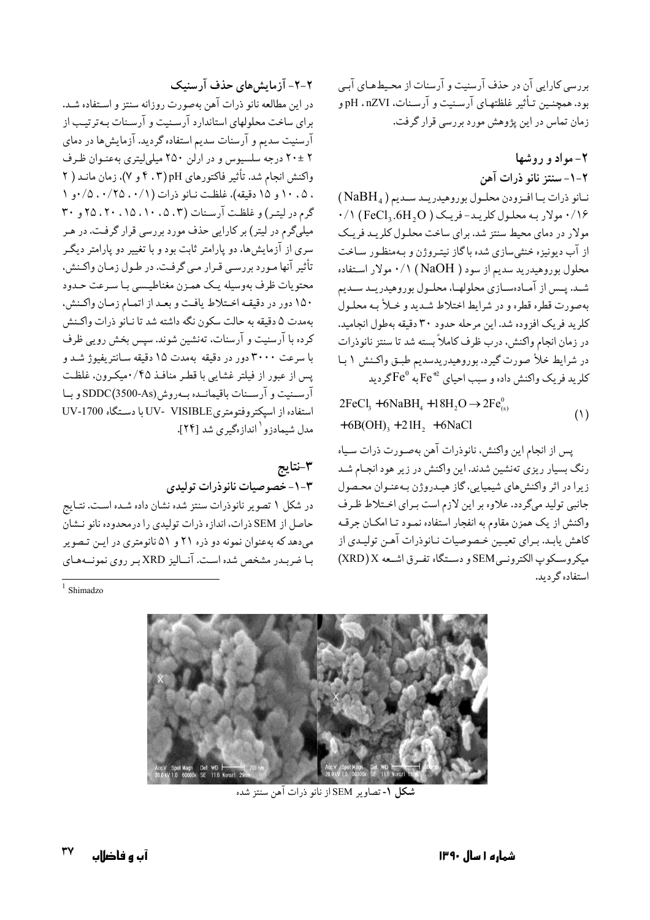بررسی کارایی آن در حذف آرسنیت و آرسنات از محیط‌های آبی بود. همچنین تأثیر غلظتهای آرسنیت و آرسنات، nZVI، pH و زمان تماس در این پژوهش مورد بررسی قرار گرفت.

## ۲- مواد و روشها

### ۲-۱- سنتز نانو ذرات آهن

نانو ذرات با افزودن محلول بوروهیدرید سدیم ($NaBH_4$) ۰/۱۶ مولار به محلول کلرید- فریک ($FeCl_3.6H_2O$) ۰/۱ مولار در دمای محیط سنتز شد. برای ساخت محلول کلرید فریک از آب دیونیزه خنثی‌سازی شده با گاز نیتروژن و به‌منظور ساخت محلول بوروهیدرید سدیم از سود ($NaOH$) ۰/۱ مولار استفاده شد. پس از آماده‌سازی محلولها، محلول بوروهیدرید سدیم به‌صورت قطره قطره و در شرایط اختلاط شدید و خلأ به محلول کلرید فریک افزوده شد. این مرحله حدود ۳۰ دقیقه به‌طول انجامید. در زمان انجام واکنش، درب ظرف کاملاً بسته شد تا سنتز نانوذرات در شرایط خلأ صورت گیرد. بوروهیدریدسدیم طبق واکنش ۱ با کلرید فریک واکنش داده و سبب احیای $Fe^{+2}$ به $Fe^0$ گردید

$$2FeCl_3 + 6NaBH_4 + 18H_2O \rightarrow 2Fe^0_{(s)} + 6B(OH)_3 + 21H_2 + 6NaCl \qquad (1)$$

پس از انجام این واکنش، نانوذرات آهن به‌صورت ذرات سیاه رنگ بسیار ریزی ته‌نشین شدند. این واکنش در زیر هود انجام شد زیرا در اثر واکنش‌های شیمیایی، گاز هیدروژن به‌عنوان محصول جانبی تولید می‌گردد. علاوه بر این لازم است برای اختلاط ظرف واکنش از یک همزن مقاوم به انفجار استفاده نمود تا امکان جرقه کاهش یابد. برای تعیین خصوصیات نانوذرات آهن تولیدی از میکروسکوپ الکترونی SEM و دستگاه تفرق اشعه X (XRD) استفاده گردید.

### ۲-۲- آزمایش‌های حذف آرسنیک

در این مطالعه نانو ذرات آهن به‌صورت روزانه سنتز و استفاده شد. برای ساخت محلولهای استاندارد آرسنیت و آرسنات به‌ترتیب از آرسنیت سدیم و آرسنات سدیم استفاده گردید. آزمایش‌ها در دمای ۲ ± ۲۰ درجه سلسیوس و در ارلن ۲۵۰ میلی‌لیتری به‌عنوان ظرف واکنش انجام شد. تأثیر فاکتورهای pH (۳، ۴ و ۷)، زمان مانند (۲، ۵، ۱۰ و ۱۵ دقیقه)، غلظت نانو ذرات (۰/۱، ۰/۲۵، ۰/۵ و ۱ گرم در لیتر) و غلظت آرسنات (۳، ۵، ۱۰، ۱۵، ۲۰، ۲۵ و ۳۰ میلی‌گرم در لیتر) بر کارایی حذف مورد بررسی قرار گرفت. در هر سری از آزمایش‌ها، دو پارامتر ثابت بود و با تغییر دو پارامتر دیگر تأثیر آنها مورد بررسی قرار می‌گرفت. در طول زمان واکنش، محتویات ظرف به‌وسیله یک همزن مغناطیسی با سرعت حدود ۱۵۰ دور در دقیقه اختلاط یافت و بعد از اتمام زمان واکنش، به‌مدت ۵ دقیقه به حالت سکون نگه داشته شد تا نانو ذرات واکنش کرده با آرسنیت و آرسنات، ته‌نشین شوند. سپس بخش رویی ظرف با سرعت ۳۰۰۰ دور در دقیقه به‌مدت ۱۵ دقیقه سانتریفیوژ شد و پس از عبور از فیلتر غشایی با قطر منافذ ۰/۴۵میکرون، غلظت آرسنیت و آرسنات باقیمانده به‌روش SDDC(3500-As) و با استفاده از اسپکتروفتومتری UV- VISIBLE با دستگاه UV-1700 مدل شیمادزو[1] اندازه‌گیری شد [۲۴].

## ۳-نتایج

### ۳-۱- خصوصیات نانوذرات تولیدی

در شکل ۱ تصویر نانوذرات سنتز شده نشان داده شده است. نتایج حاصل از SEM ذرات، اندازه ذرات تولیدی را درمحدوده نانو نشان می‌دهد که به‌عنوان نمونه دو ذره ۲۱ و ۵۱ نانومتری در این تصویر با ضربدر مشخص شده است. آنالیز XRD بر روی نمونه‌های

**شکل ۱**- تصاویر SEM از نانو ذرات آهن سنتز شده

[1] Shimadzo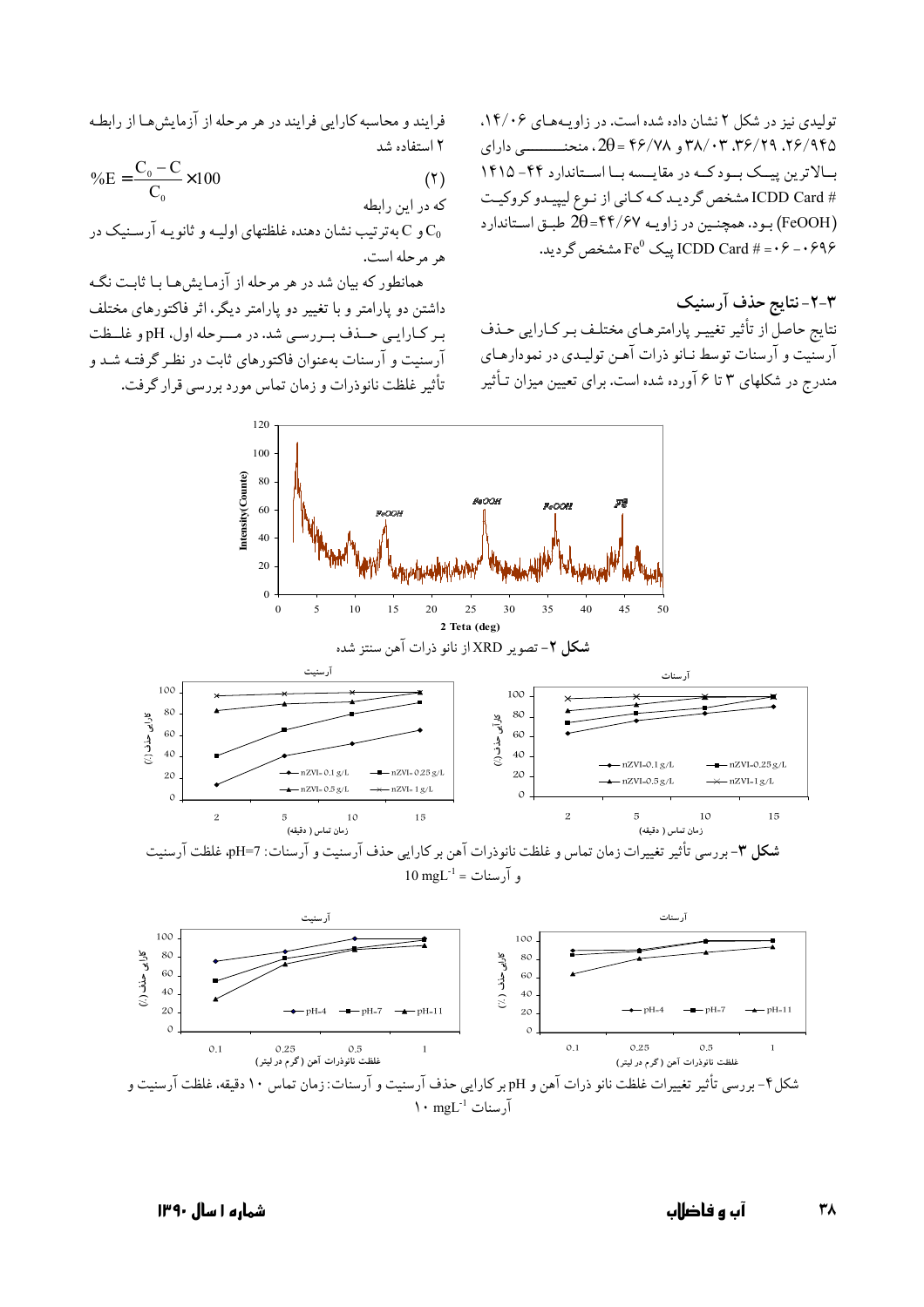تولیدی نیز در شکل ۲ نشان داده شده است. در زاویه‌های ۱۴/۰۶، ۲۶/۹۴۵، ۳۶/۲۹، ۳۸/۰۳ و ۴۶/۷۸ = $2\theta$، منحنی دارای بالاترین پیک بود که در مقایسه با استاندارد ۴۴-۱۴۱۵ ICDD Card # مشخص گردید که کانی از نوع لیپیدوکروکیت (FeOOH) بود. همچنین در زاویه ۴۴/۶۷=$2\theta$ طبق استاندارد ICDD Card # =۰۶-۰۶۹۶ پیک $Fe^0$ مشخص گردید.

## ۳-۲- نتایج حذف آرسنیک

نتایج حاصل از تأثیر تغییر پارامترهای مختلف بر کارایی حذف آرسنیت و آرسنات توسط نانو ذرات آهن تولیدی در نمودارهای مندرج در شکلهای ۳ تا ۶ آورده شده است. برای تعیین میزان تأثیر فرایند و محاسبه کارایی فرایند در هر مرحله از آزمایش‌ها از رابطه ۲ استفاده شد

$$\%E = \frac{C_0 - C}{C_0} \times 100 \qquad (2)$$

که در این رابطه

$C_0$ و $C$ به‌ترتیب نشان دهنده غلظتهای اولیه و ثانویه آرسنیک در هر مرحله است.

همانطور که بیان شد در هر مرحله از آزمایش‌ها با ثابت نگه داشتن دو پارامتر و با تغییر دو پارامتر دیگر، اثر فاکتورهای مختلف بر کارایی حذف بررسی شد. در مرحله اول، pH و غلظت آرسنیت و آرسنات به‌عنوان فاکتورهای ثابت در نظر گرفته شد و تأثیر غلظت نانوذرات و زمان تماس مورد بررسی قرار گرفت.

**شکل ۲**- تصویر XRD از نانو ذرات آهن سنتز شده

**شکل ۳**- بررسی تأثیر تغییرات زمان تماس و غلظت نانوذرات آهن بر کارایی حذف آرسنیت و آرسنات: pH=7، غلظت آرسنیت و آرسنات = $10\ mgL^{-1}$

شکل ۴- بررسی تأثیر تغییرات غلظت نانو ذرات آهن و pH بر کارایی حذف آرسنیت و آرسنات: زمان تماس ۱۰ دقیقه، غلظت آرسنیت و آرسنات $10\ mgL^{-1}$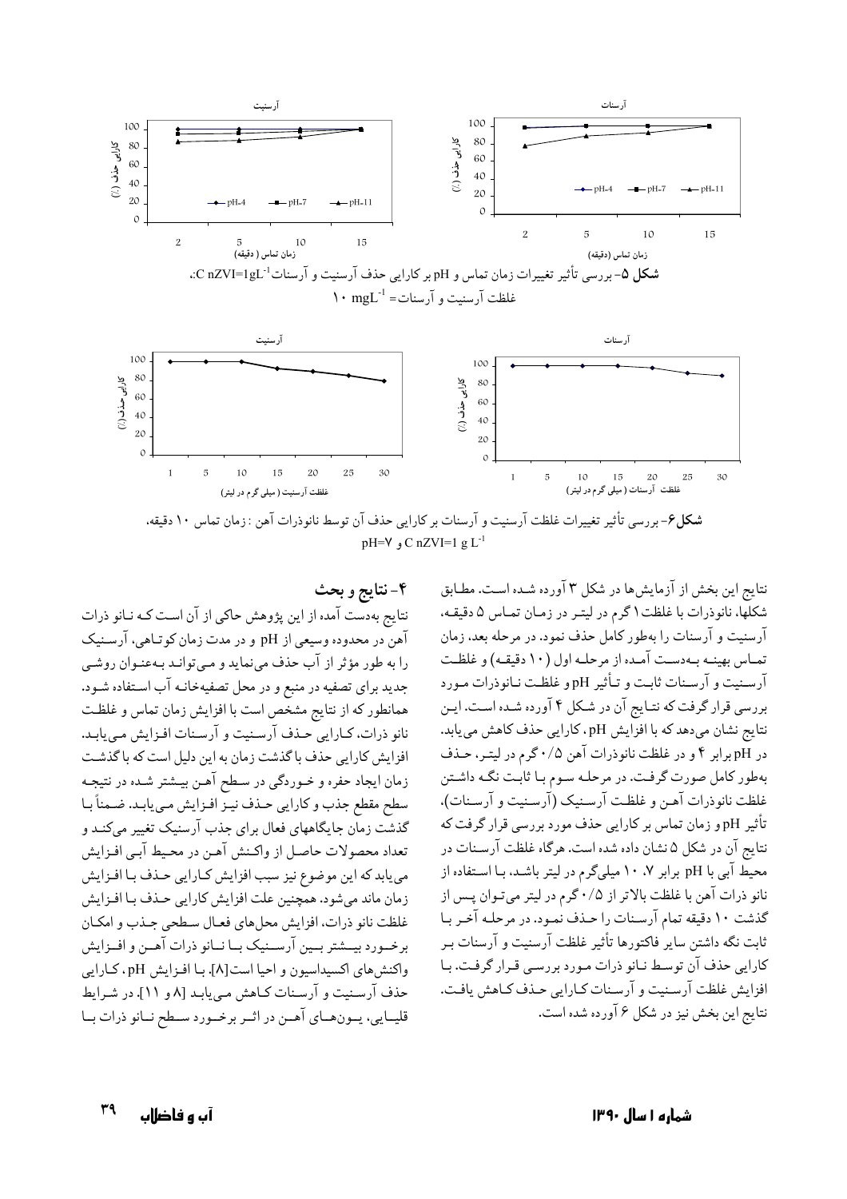**شکل ۵**- بررسی تأثیر تغییرات زمان تماس و pH بر کارایی حذف آرسنیت و آرسنات $C\ nZVI=1gL^{-1}$، غلظت آرسنیت و آرسنات= $10\ mgL^{-1}$

**شکل۶**- بررسی تأثیر تغییرات غلظت آرسنیت و آرسنات بر کارایی حذف آن توسط نانوذرات آهن : زمان تماس ۱۰ دقیقه، $C\ nZVI=1\ g\ L^{-1}$ و pH=۷

نتایج این بخش از آزمایش‌ها در شکل ۳ آورده شده است. مطابق شکلها، نانوذرات با غلظت۱ گرم در لیتر در زمان تماس ۵ دقیقه، آرسنیت و آرسنات را به‌طور کامل حذف نمود. در مرحله بعد، زمان تماس بهینه به‌دست آمده از مرحله اول (۱۰ دقیقه) و غلظت آرسنیت و آرسنات ثابت و تأثیر pH و غلظت نانوذرات مورد بررسی قرار گرفت که نتایج آن در شکل ۴ آورده شده است. این نتایج نشان می‌دهد که با افزایش pH، کارایی حذف کاهش می‌یابد. در pH برابر ۴ و در غلظت نانوذرات آهن ۰/۵ گرم در لیتر، حذف به‌طور کامل صورت گرفت. در مرحله سوم با ثابت نگه داشتن غلظت نانوذرات آهن و غلظت آرسنیک (آرسنیت و آرسنات)، تأثیر pH و زمان تماس بر کارایی حذف مورد بررسی قرار گرفت که نتایج آن در شکل ۵ نشان داده شده است. هرگاه غلظت آرسنات در محیط آبی با pH برابر ۷، ۱۰ میلی‌گرم در لیتر باشد، با استفاده از نانو ذرات آهن با غلظت بالاتر از ۰/۵ گرم در لیتر می‌توان پس از گذشت ۱۰ دقیقه تمام آرسنات را حذف نمود. در مرحله آخر با ثابت نگه داشتن سایر فاکتورها تأثیر غلظت آرسنیت و آرسنات بر کارایی حذف آن توسط نانو ذرات مورد بررسی قرار گرفت. با افزایش غلظت آرسنیت و آرسنات کارایی حذف کاهش یافت. نتایج این بخش نیز در شکل ۶ آورده شده است.

## ۴- نتایج و بحث

نتایج به‌دست آمده از این پژوهش حاکی از آن است که نانو ذرات آهن در محدوده وسیعی از pH و در مدت زمان کوتاهی، آرسنیک را به طور مؤثر از آب حذف می‌نماید و می‌تواند به‌عنوان روشی جدید برای تصفیه در منبع و در محل تصفیه‌خانه آب استفاده شود. همانطور که از نتایج مشخص است با افزایش زمان تماس و غلظت نانو ذرات، کارایی حذف آرسنیت و آرسنات افزایش می‌یابد. افزایش کارایی حذف با گذشت زمان به این دلیل است که با گذشت زمان ایجاد حفره و خوردگی در سطح آهن بیشتر شده در نتیجه سطح مقطع جذب و کارایی حذف نیز افزایش می‌یابد. ضمناً با گذشت زمان جایگاههای فعال برای جذب آرسنیک تغییر می‌کند و تعداد محصولات حاصل از واکنش آهن در محیط آبی افزایش می‌یابد که این موضوع نیز سبب افزایش کارایی حذف با افزایش زمان ماند می‌شود. همچنین علت افزایش کارایی حذف با افزایش غلظت نانو ذرات، افزایش محل‌های فعال سطحی جذب و امکان برخورد بیشتر بین آرسنیک با نانو ذرات آهن و افزایش واکنش‌های اکسیداسیون و احیا است[۸]. با افزایش pH، کارایی حذف آرسنیت و آرسنات کاهش می‌یابد [۸ و ۱۱]. در شرایط قلیایی، یون‌های آهن در اثر برخورد سطح نانو ذرات با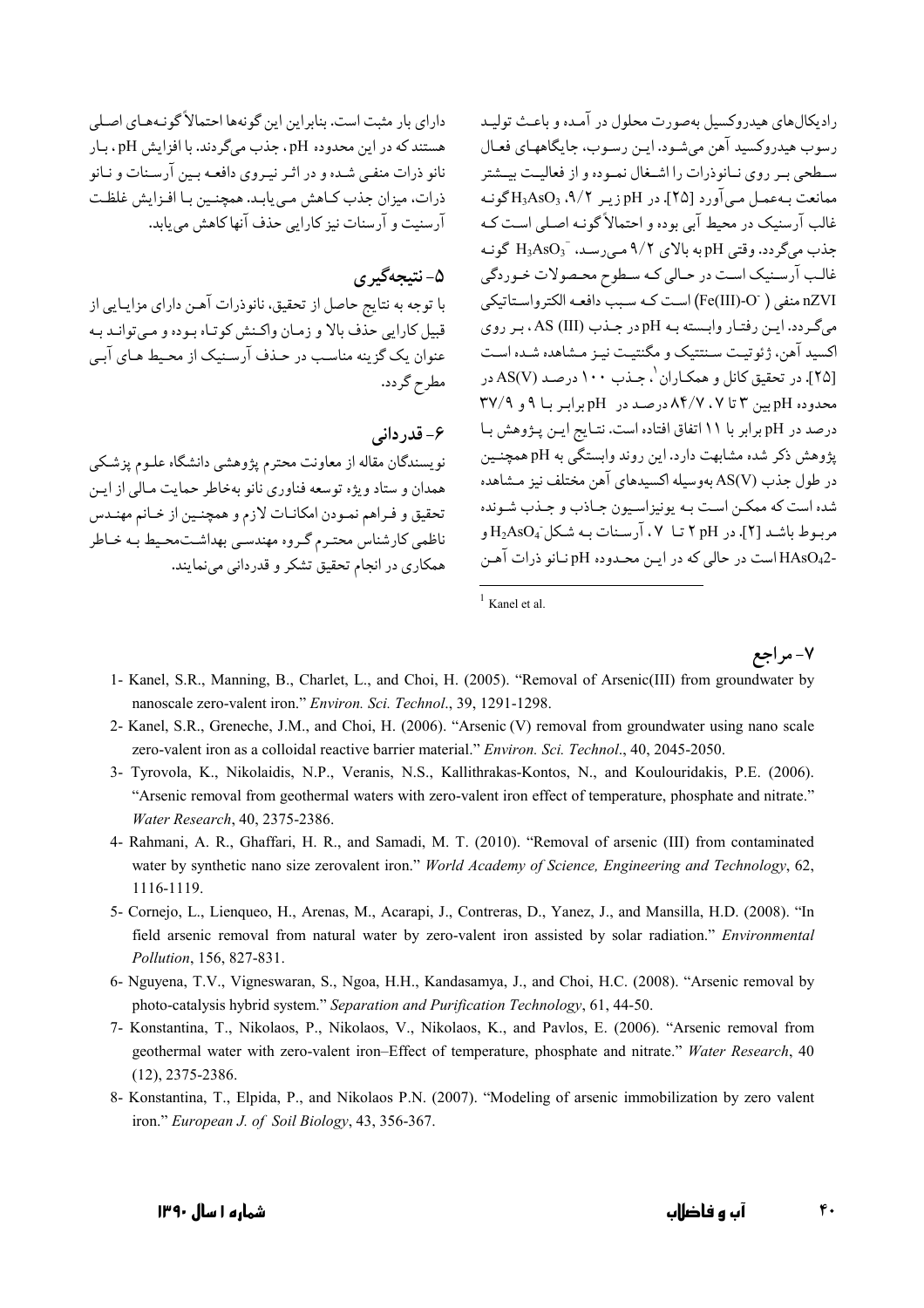رادیکال‌های هیدروکسیل به‌صورت محلول در آمده و باعث تولید رسوب هیدروکسید آهن می‌شود. این رسوب، جایگاههای فعال سطحی بر روی نانوذرات را اشغال نموده و از فعالیت بیشتر ممانعت به‌عمل می‌آورد [۲۵]. در pH زیر ۹/۲، $H_3AsO_3$ گونه غالب آرسنیک در محیط آبی بوده و احتمالاً گونه اصلی است که جذب می‌گردد. وقتی pH به بالای ۹/۲ می‌رسد، $H_3AsO_3^-$ گونه غالب آرسنیک است در حالی که سطوح محصولات خوردگی nZVI منفی ( $Fe(III)\text{-}O^-$) است که سبب دافعه الکترواستاتیکی می‌گردد. این رفتار وابسته به pH در جذب AS (III)، بر روی اکسید آهن، ژئوتیت سنتتیک و مگنتیت نیز مشاهده شده است [۲۵]. در تحقیق کانل و همکاران[1]، جذب ۱۰۰ درصد AS(V) در محدوده pH بین ۳ تا ۷، ۸۴/۷ درصد در pH برابر با ۹ و ۳۷/۹ درصد در pH برابر با ۱۱ اتفاق افتاده است. نتایج این پژوهش با پژوهش ذکر شده مشابهت دارد. این روند وابستگی به pH همچنین در طول جذب AS(V) به‌وسیله اکسیدهای آهن مختلف نیز مشاهده شده است که ممکن است به یونیزاسیون جاذب و جذب شونده مربوط باشد [۲]. در pH ۲ تا ۷، آرسنات به شکل $H_2AsO_4^-$ و $HAsO_4^{2-}$ است در حالی که در این محدوده pH نانو ذرات آهن دارای بار مثبت است. بنابراین این گونه‌ها احتمالاً گونه‌های اصلی هستند که در این محدوده pH، جذب می‌گردند. با افزایش pH، بار نانو ذرات منفی شده و در اثر نیروی دافعه بین آرسنات و نانو ذرات، میزان جذب کاهش می‌یابد. همچنین با افزایش غلظت آرسنیت و آرسنات نیز کارایی حذف آنها کاهش می‌یابد.

[1] Kanel et al.

## ۵- نتیجه‌گیری

با توجه به نتایج حاصل از تحقیق، نانوذرات آهن دارای مزایایی از قبیل کارایی حذف بالا و زمان واکنش کوتاه بوده و می‌تواند به عنوان یک گزینه مناسب در حذف آرسنیک از محیط های آبی مطرح گردد.

## ۶- قدردانی

نویسندگان مقاله از معاونت محترم پژوهشی دانشگاه علوم پزشکی همدان و ستاد ویژه توسعه فناوری نانو به‌خاطر حمایت مالی از این تحقیق و فراهم نمودن امکانات لازم و همچنین از خانم مهندس ناظمی کارشناس محترم گروه مهندسی بهداشت‌محیط به خاطر همکاری در انجام تحقیق تشکر و قدردانی می‌نمایند.

## ۷- مراجع

1- Kanel, S.R., Manning, B., Charlet, L., and Choi, H. (2005). "Removal of Arsenic(III) from groundwater by nanoscale zero-valent iron." *Environ. Sci. Technol*., 39, 1291-1298.

2- Kanel, S.R., Greneche, J.M., and Choi, H. (2006). "Arsenic (V) removal from groundwater using nano scale zero-valent iron as a colloidal reactive barrier material." *Environ. Sci. Technol*., 40, 2045-2050.

3- Tyrovola, K., Nikolaidis, N.P., Veranis, N.S., Kallithrakas-Kontos, N., and Koulouridakis, P.E. (2006). "Arsenic removal from geothermal waters with zero-valent iron effect of temperature, phosphate and nitrate." *Water Research*, 40, 2375-2386.

4- Rahmani, A. R., Ghaffari, H. R., and Samadi, M. T. (2010). "Removal of arsenic (III) from contaminated water by synthetic nano size zerovalent iron." *World Academy of Science, Engineering and Technology*, 62, 1116-1119.

5- Cornejo, L., Lienqueo, H., Arenas, M., Acarapi, J., Contreras, D., Yanez, J., and Mansilla, H.D. (2008). "In field arsenic removal from natural water by zero-valent iron assisted by solar radiation." *Environmental Pollution*, 156, 827-831.

6- Nguyena, T.V., Vigneswaran, S., Ngoa, H.H., Kandasamya, J., and Choi, H.C. (2008). "Arsenic removal by photo-catalysis hybrid system." *Separation and Purification Technology*, 61, 44-50.

7- Konstantina, T., Nikolaos, P., Nikolaos, V., Nikolaos, K., and Pavlos, E. (2006). "Arsenic removal from geothermal water with zero-valent iron–Effect of temperature, phosphate and nitrate." *Water Research*, 40 (12), 2375-2386.

8- Konstantina, T., Elpida, P., and Nikolaos P.N. (2007). "Modeling of arsenic immobilization by zero valent iron." *European J. of Soil Biology*, 43, 356-367.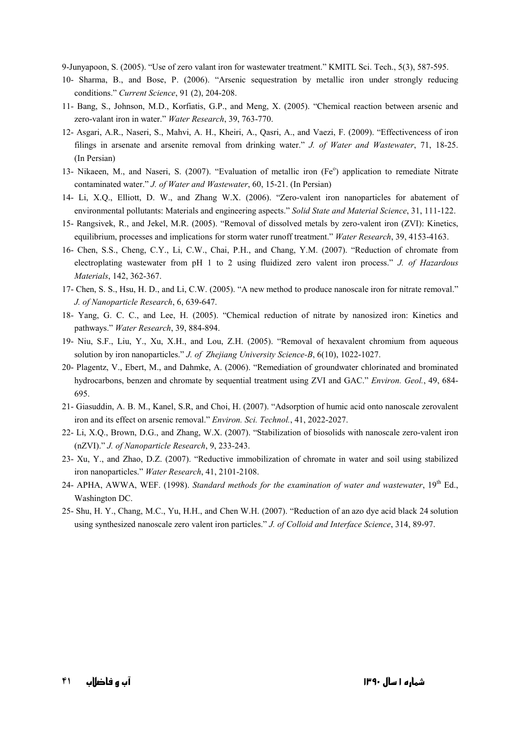9-Junyapoon, S. (2005). “Use of zero valant iron for wastewater treatment.” KMITL Sci. Tech., 5(3), 587-595.

10- Sharma, B., and Bose, P. (2006). “Arsenic sequestration by metallic iron under strongly reducing conditions.” *Current Science*, 91 (2), 204-208.

11- Bang, S., Johnson, M.D., Korfiatis, G.P., and Meng, X. (2005). “Chemical reaction between arsenic and zero-valant iron in water.” *Water Research*, 39, 763-770.

12- Asgari, A.R., Naseri, S., Mahvi, A. H., Kheiri, A., Qasri, A., and Vaezi, F. (2009). “Effectivencess of iron filings in arsenate and arsenite removal from drinking water.” *J. of Water and Wastewater*, 71, 18-25. (In Persian)

13- Nikaeen, M., and Naseri, S. (2007). “Evaluation of metallic iron ($Fe^o$) application to remediate Nitrate contaminated water.” *J. of Water and Wastewater*, 60, 15-21. (In Persian)

14- Li, X.Q., Elliott, D. W., and Zhang W.X. (2006). “Zero-valent iron nanoparticles for abatement of environmental pollutants: Materials and engineering aspects.” *Solid State and Material Science*, 31, 111-122.

15- Rangsivek, R., and Jekel, M.R. (2005). “Removal of dissolved metals by zero-valent iron (ZVI): Kinetics, equilibrium, processes and implications for storm water runoff treatment.” *Water Research*, 39, 4153-4163.

16- Chen, S.S., Cheng, C.Y., Li, C.W., Chai, P.H., and Chang, Y.M. (2007). “Reduction of chromate from electroplating wastewater from pH 1 to 2 using fluidized zero valent iron process.” *J. of Hazardous Materials*, 142, 362-367.

17- Chen, S. S., Hsu, H. D., and Li, C.W. (2005). “A new method to produce nanoscale iron for nitrate removal.” *J. of Nanoparticle Research*, 6, 639-647.

18- Yang, G. C. C., and Lee, H. (2005). “Chemical reduction of nitrate by nanosized iron: Kinetics and pathways.” *Water Research*, 39, 884-894.

19- Niu, S.F., Liu, Y., Xu, X.H., and Lou, Z.H. (2005). “Removal of hexavalent chromium from aqueous solution by iron nanoparticles.” *J. of Zhejiang University Science-B*, 6(10), 1022-1027.

20- Plagentz, V., Ebert, M., and Dahmke, A. (2006). “Remediation of groundwater chlorinated and brominated hydrocarbons, benzen and chromate by sequential treatment using ZVI and GAC.” *Environ. Geol.*, 49, 684-695.

21- Giasuddin, A. B. M., Kanel, S.R, and Choi, H. (2007). “Adsorption of humic acid onto nanoscale zerovalent iron and its effect on arsenic removal.” *Environ. Sci. Technol.*, 41, 2022-2027.

22- Li, X.Q., Brown, D.G., and Zhang, W.X. (2007). “Stabilization of biosolids with nanoscale zero-valent iron (nZVI).” *J. of Nanoparticle Research*, 9, 233-243.

23- Xu, Y., and Zhao, D.Z. (2007). “Reductive immobilization of chromate in water and soil using stabilized iron nanoparticles.” *Water Research*, 41, 2101-2108.

24- APHA, AWWA, WEF. (1998). *Standard methods for the examination of water and wastewater*, 19th Ed., Washington DC.

25- Shu, H. Y., Chang, M.C., Yu, H.H., and Chen W.H. (2007). “Reduction of an azo dye acid black 24 solution using synthesized nanoscale zero valent iron particles.” *J. of Colloid and Interface Science*, 314, 89-97.